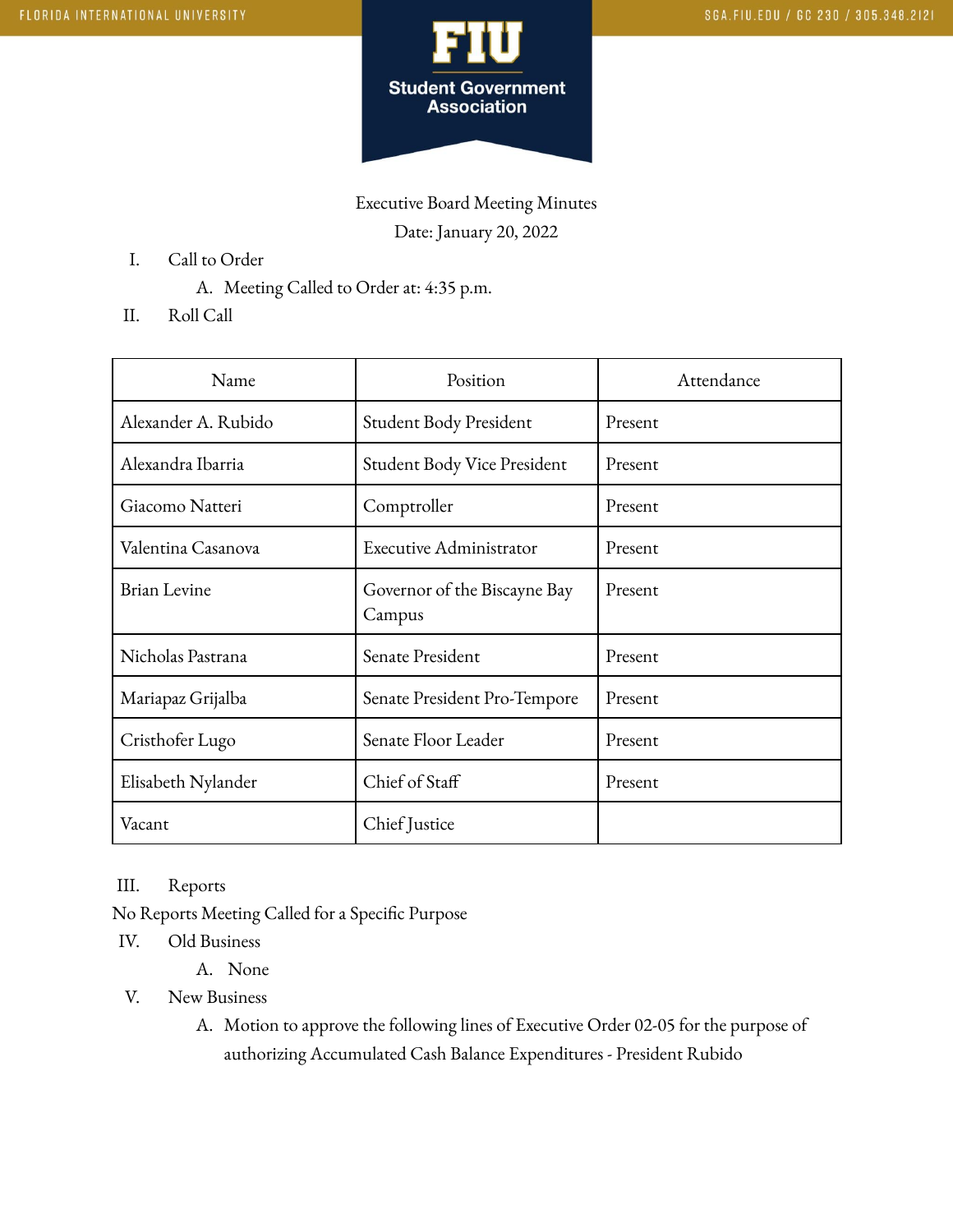FLORIDA INTERNATIONAL UNIVERSITY

SGA.FIU.EDU / GC 230 / 305.348.2121

**FIU**

**Student Government Association**

Executive Board Meeting Minutes

Date: January 20, 2022

I. Call to Order
   A. Meeting Called to Order at: 4:35 p.m.

II. Roll Call

| Name | Position | Attendance |
|---|---|---|
| Alexander A. Rubido | Student Body President | Present |
| Alexandra Ibarria | Student Body Vice President | Present |
| Giacomo Natteri | Comptroller | Present |
| Valentina Casanova | Executive Administrator | Present |
| Brian Levine | Governor of the Biscayne Bay Campus | Present |
| Nicholas Pastrana | Senate President | Present |
| Mariapaz Grijalba | Senate President Pro-Tempore | Present |
| Cristhofer Lugo | Senate Floor Leader | Present |
| Elisabeth Nylander | Chief of Staff | Present |
| Vacant | Chief Justice | |

III. Reports

No Reports Meeting Called for a Specific Purpose

IV. Old Business
   A. None

V. New Business
   A. Motion to approve the following lines of Executive Order 02-05 for the purpose of authorizing Accumulated Cash Balance Expenditures - President Rubido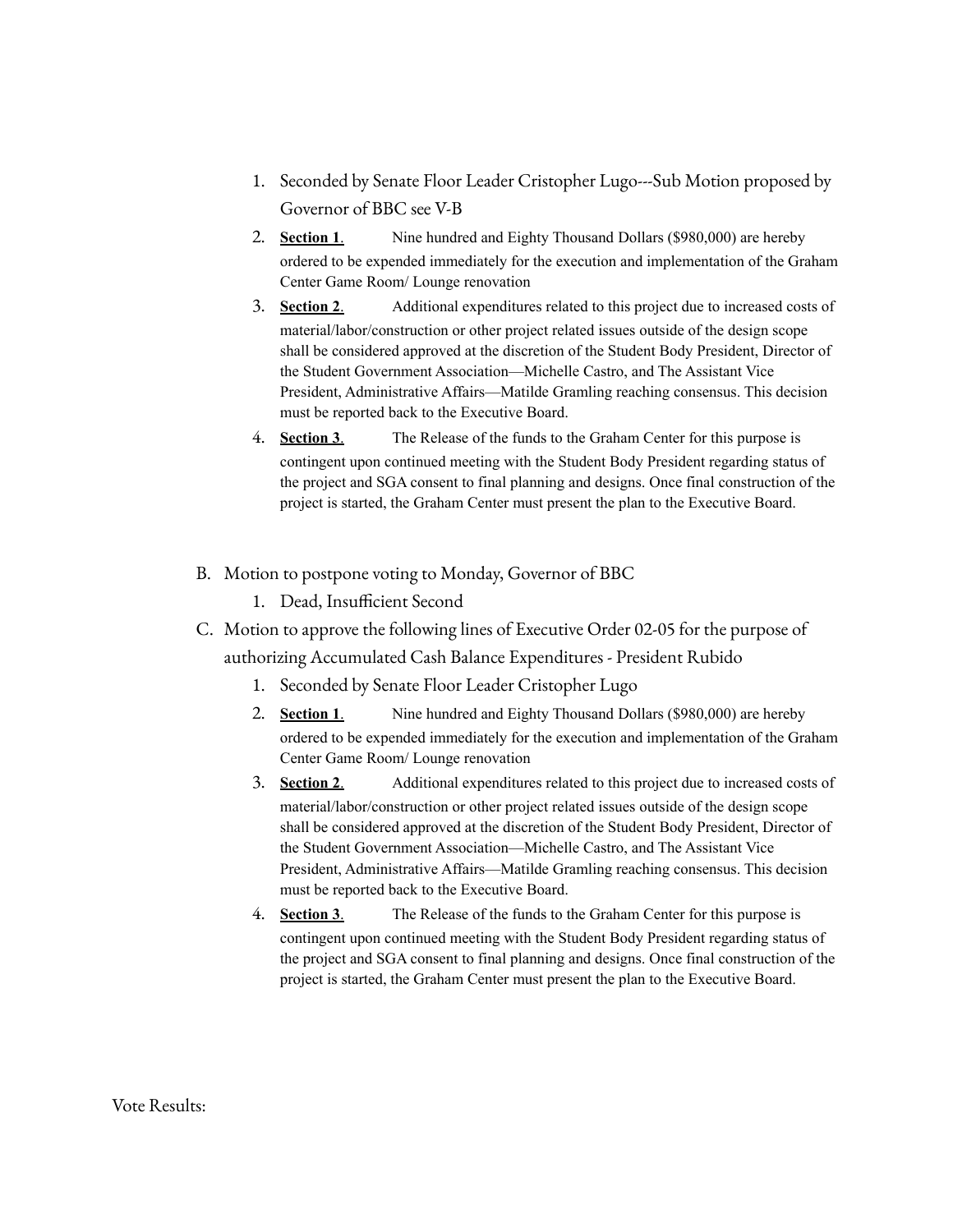1. Seconded by Senate Floor Leader Cristopher Lugo---Sub Motion proposed by Governor of BBC see V-B
2. **Section 1**. Nine hundred and Eighty Thousand Dollars ($980,000) are hereby ordered to be expended immediately for the execution and implementation of the Graham Center Game Room/ Lounge renovation
3. **Section 2**. Additional expenditures related to this project due to increased costs of material/labor/construction or other project related issues outside of the design scope shall be considered approved at the discretion of the Student Body President, Director of the Student Government Association—Michelle Castro, and The Assistant Vice President, Administrative Affairs—Matilde Gramling reaching consensus. This decision must be reported back to the Executive Board.
4. **Section 3**. The Release of the funds to the Graham Center for this purpose is contingent upon continued meeting with the Student Body President regarding status of the project and SGA consent to final planning and designs. Once final construction of the project is started, the Graham Center must present the plan to the Executive Board.

B. Motion to postpone voting to Monday, Governor of BBC
   1. Dead, Insufficient Second

C. Motion to approve the following lines of Executive Order 02-05 for the purpose of authorizing Accumulated Cash Balance Expenditures - President Rubido
   1. Seconded by Senate Floor Leader Cristopher Lugo
   2. **Section 1**. Nine hundred and Eighty Thousand Dollars ($980,000) are hereby ordered to be expended immediately for the execution and implementation of the Graham Center Game Room/ Lounge renovation
   3. **Section 2**. Additional expenditures related to this project due to increased costs of material/labor/construction or other project related issues outside of the design scope shall be considered approved at the discretion of the Student Body President, Director of the Student Government Association—Michelle Castro, and The Assistant Vice President, Administrative Affairs—Matilde Gramling reaching consensus. This decision must be reported back to the Executive Board.
   4. **Section 3**. The Release of the funds to the Graham Center for this purpose is contingent upon continued meeting with the Student Body President regarding status of the project and SGA consent to final planning and designs. Once final construction of the project is started, the Graham Center must present the plan to the Executive Board.

Vote Results: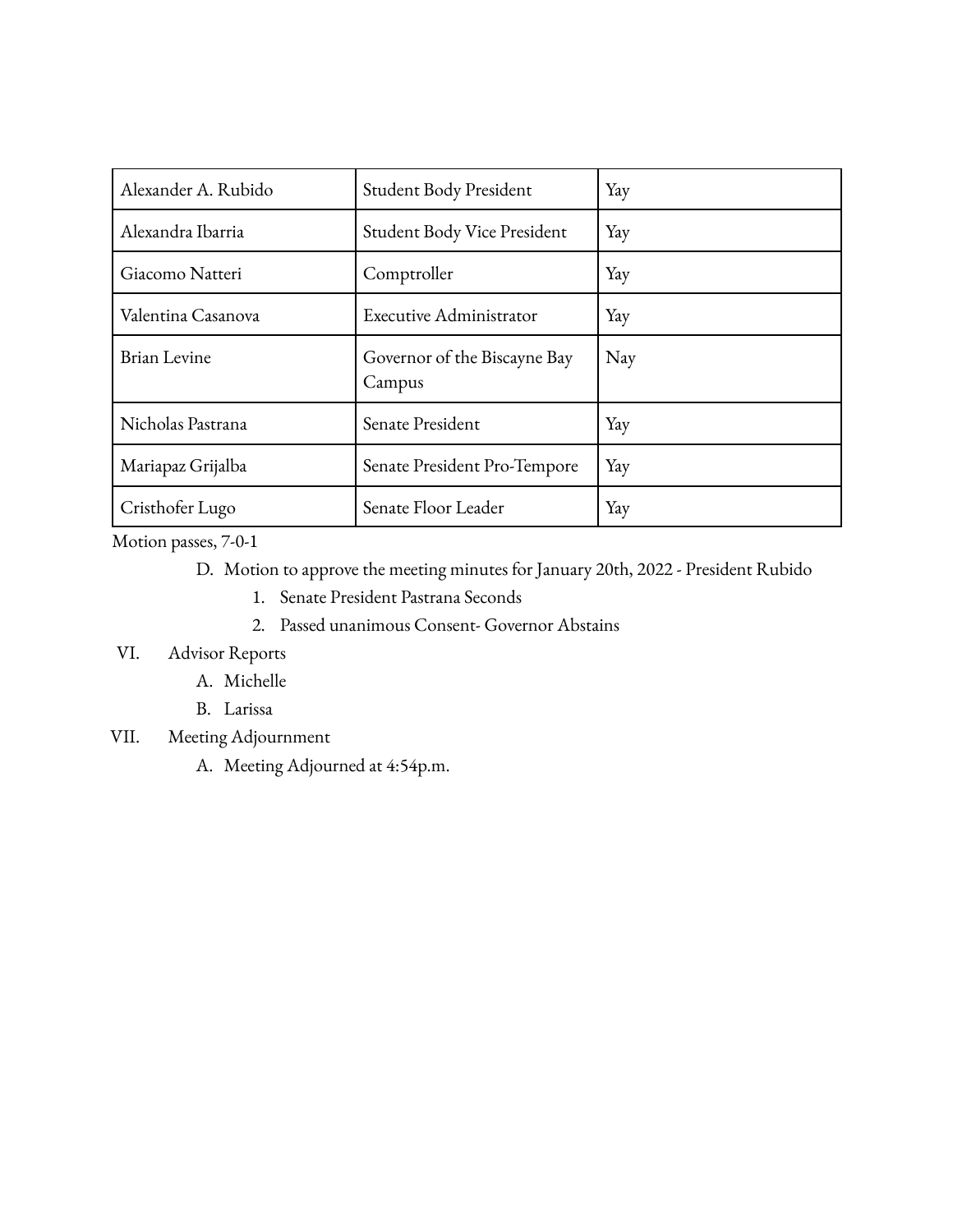| | | |
|---|---|---|
| Alexander A. Rubido | Student Body President | Yay |
| Alexandra Ibarria | Student Body Vice President | Yay |
| Giacomo Natteri | Comptroller | Yay |
| Valentina Casanova | Executive Administrator | Yay |
| Brian Levine | Governor of the Biscayne Bay Campus | Nay |
| Nicholas Pastrana | Senate President | Yay |
| Mariapaz Grijalba | Senate President Pro-Tempore | Yay |
| Cristhofer Lugo | Senate Floor Leader | Yay |

Motion passes, 7-0-1

D. Motion to approve the meeting minutes for January 20th, 2022 - President Rubido
   1. Senate President Pastrana Seconds
   2. Passed unanimous Consent- Governor Abstains

VI. Advisor Reports
   A. Michelle
   B. Larissa

VII. Meeting Adjournment
   A. Meeting Adjourned at 4:54p.m.